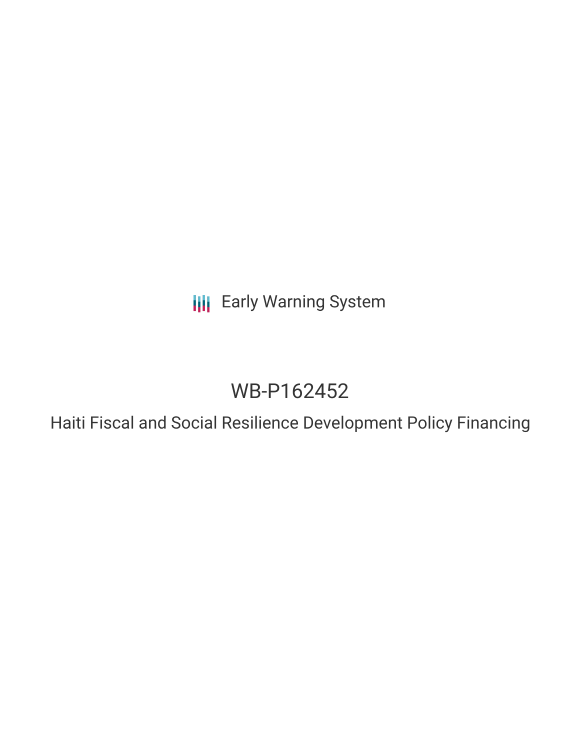Early Warning System

# WB-P162452

## Haiti Fiscal and Social Resilience Development Policy Financing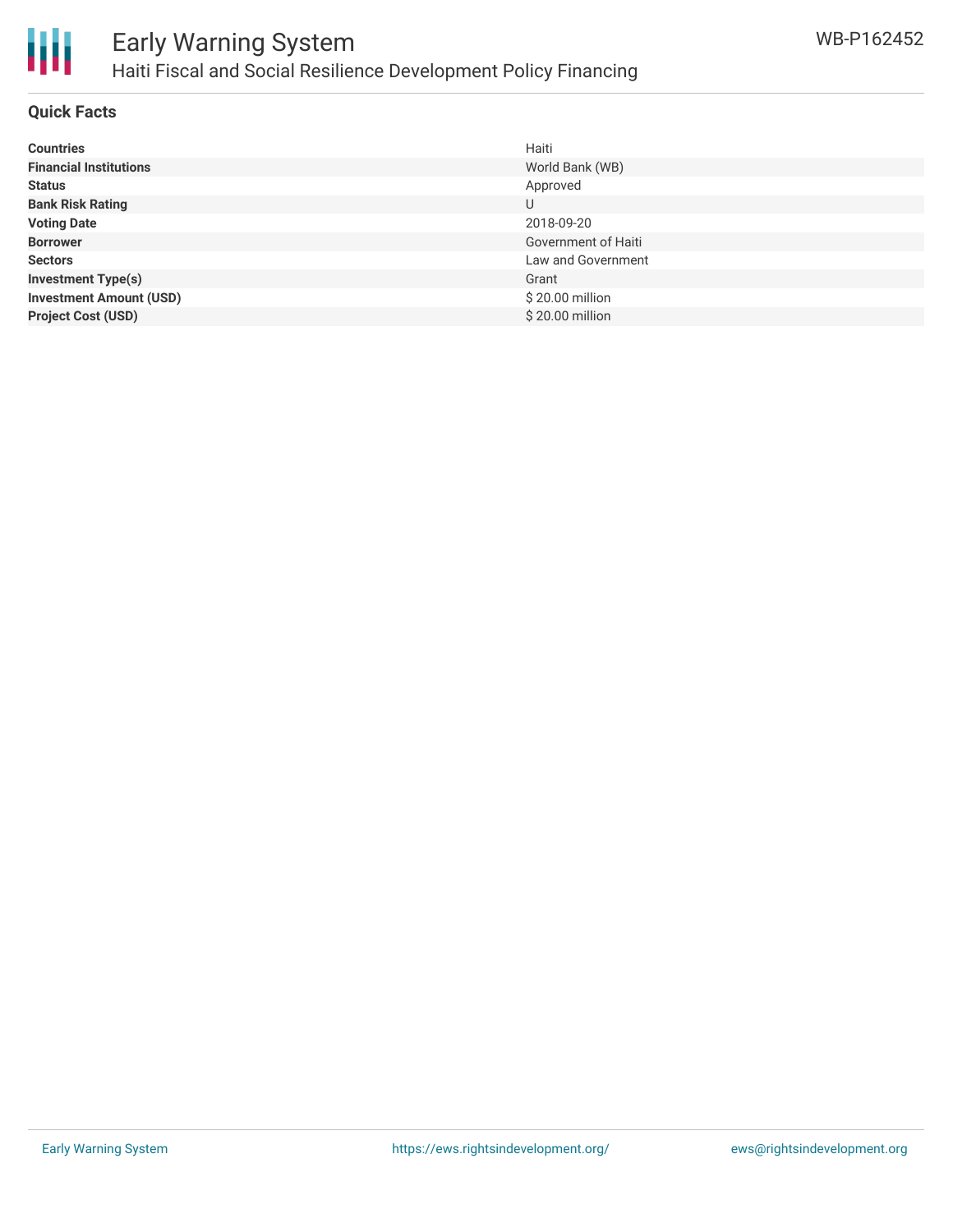## Quick Facts

| | |
|---|---|
| **Countries** | Haiti |
| **Financial Institutions** | World Bank (WB) |
| **Status** | Approved |
| **Bank Risk Rating** | U |
| **Voting Date** | 2018-09-20 |
| **Borrower** | Government of Haiti |
| **Sectors** | Law and Government |
| **Investment Type(s)** | Grant |
| **Investment Amount (USD)** | $ 20.00 million |
| **Project Cost (USD)** | $ 20.00 million |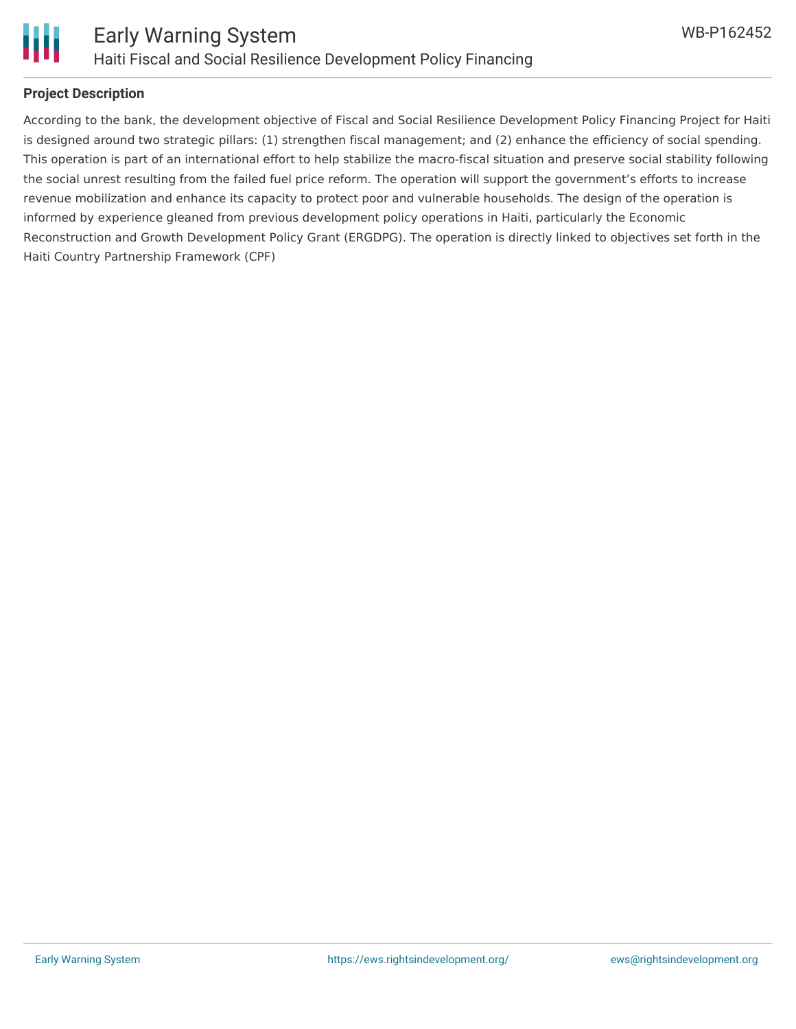## Project Description

According to the bank, the development objective of Fiscal and Social Resilience Development Policy Financing Project for Haiti is designed around two strategic pillars: (1) strengthen fiscal management; and (2) enhance the efficiency of social spending. This operation is part of an international effort to help stabilize the macro-fiscal situation and preserve social stability following the social unrest resulting from the failed fuel price reform. The operation will support the government's efforts to increase revenue mobilization and enhance its capacity to protect poor and vulnerable households. The design of the operation is informed by experience gleaned from previous development policy operations in Haiti, particularly the Economic Reconstruction and Growth Development Policy Grant (ERGDPG). The operation is directly linked to objectives set forth in the Haiti Country Partnership Framework (CPF)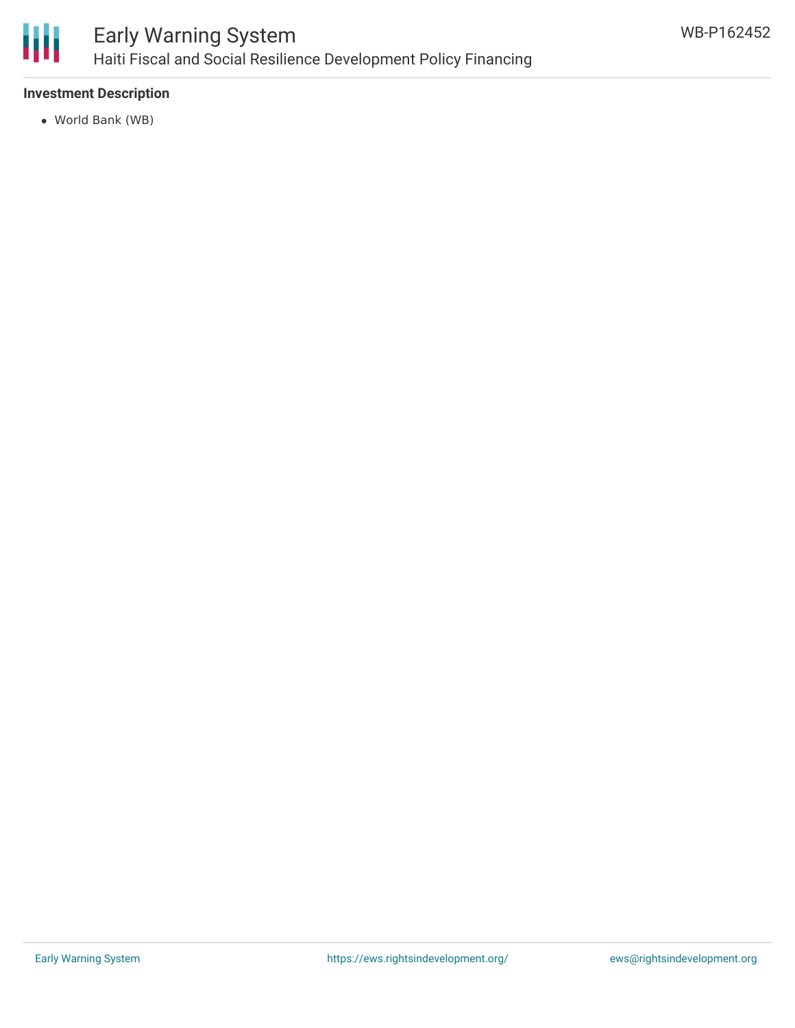### Investment Description

- World Bank (WB)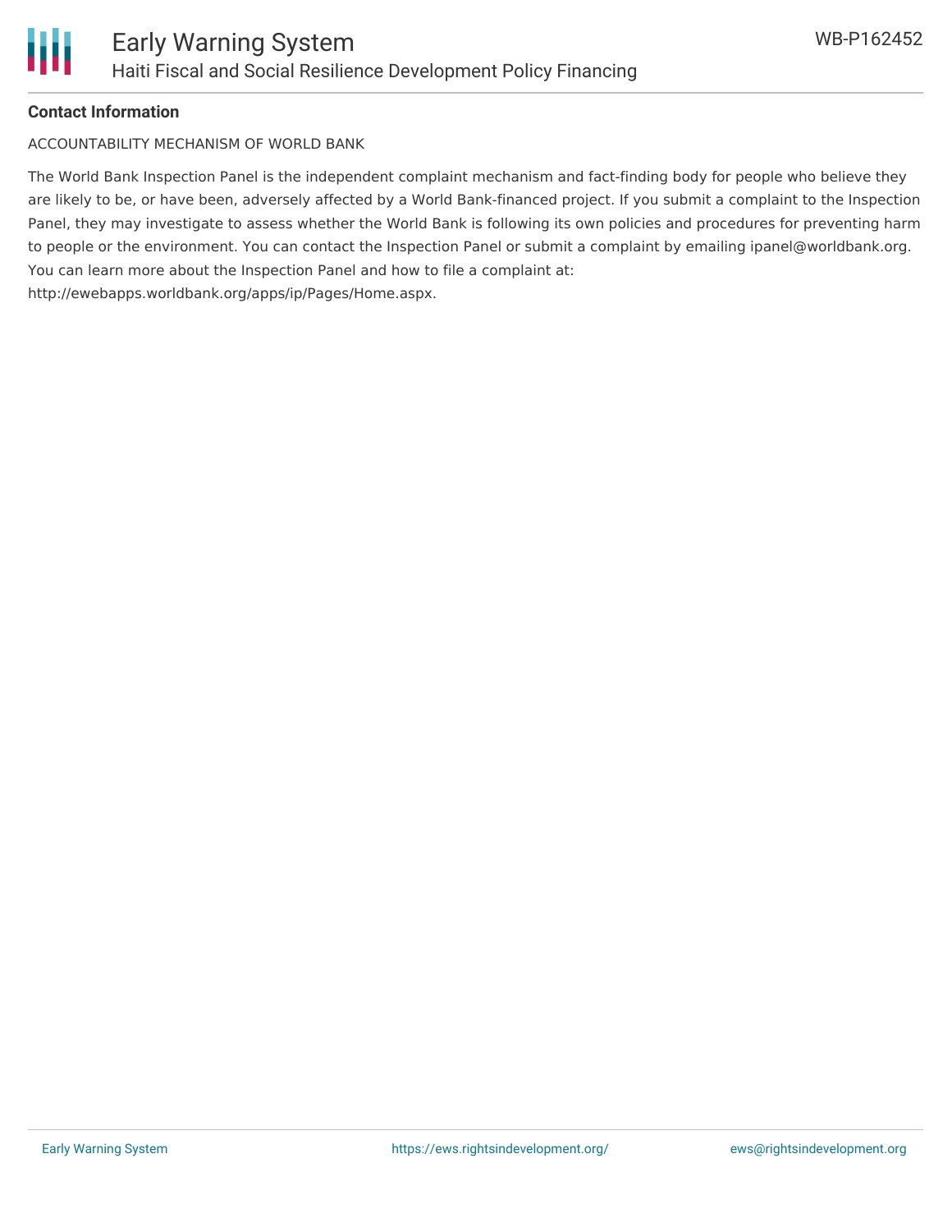**Contact Information**

ACCOUNTABILITY MECHANISM OF WORLD BANK

The World Bank Inspection Panel is the independent complaint mechanism and fact-finding body for people who believe they are likely to be, or have been, adversely affected by a World Bank-financed project. If you submit a complaint to the Inspection Panel, they may investigate to assess whether the World Bank is following its own policies and procedures for preventing harm to people or the environment. You can contact the Inspection Panel or submit a complaint by emailing ipanel@worldbank.org. You can learn more about the Inspection Panel and how to file a complaint at: http://ewebapps.worldbank.org/apps/ip/Pages/Home.aspx.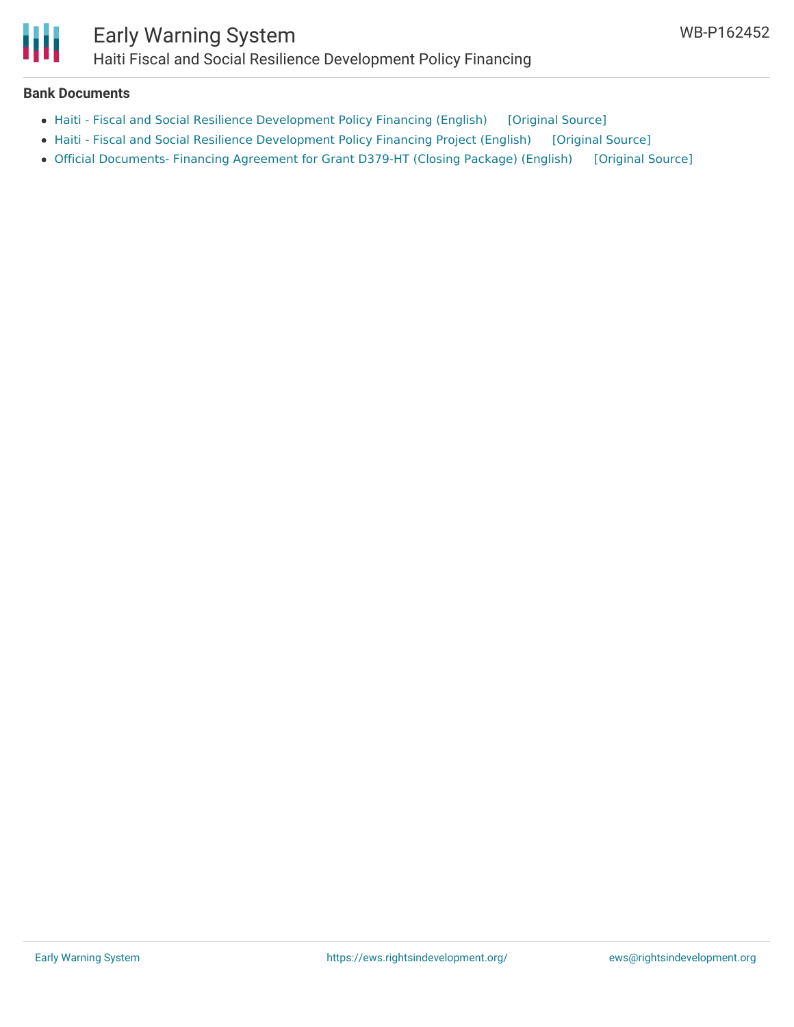**Bank Documents**

- Haiti - Fiscal and Social Resilience Development Policy Financing (English) [Original Source]
- Haiti - Fiscal and Social Resilience Development Policy Financing Project (English) [Original Source]
- Official Documents- Financing Agreement for Grant D379-HT (Closing Package) (English) [Original Source]